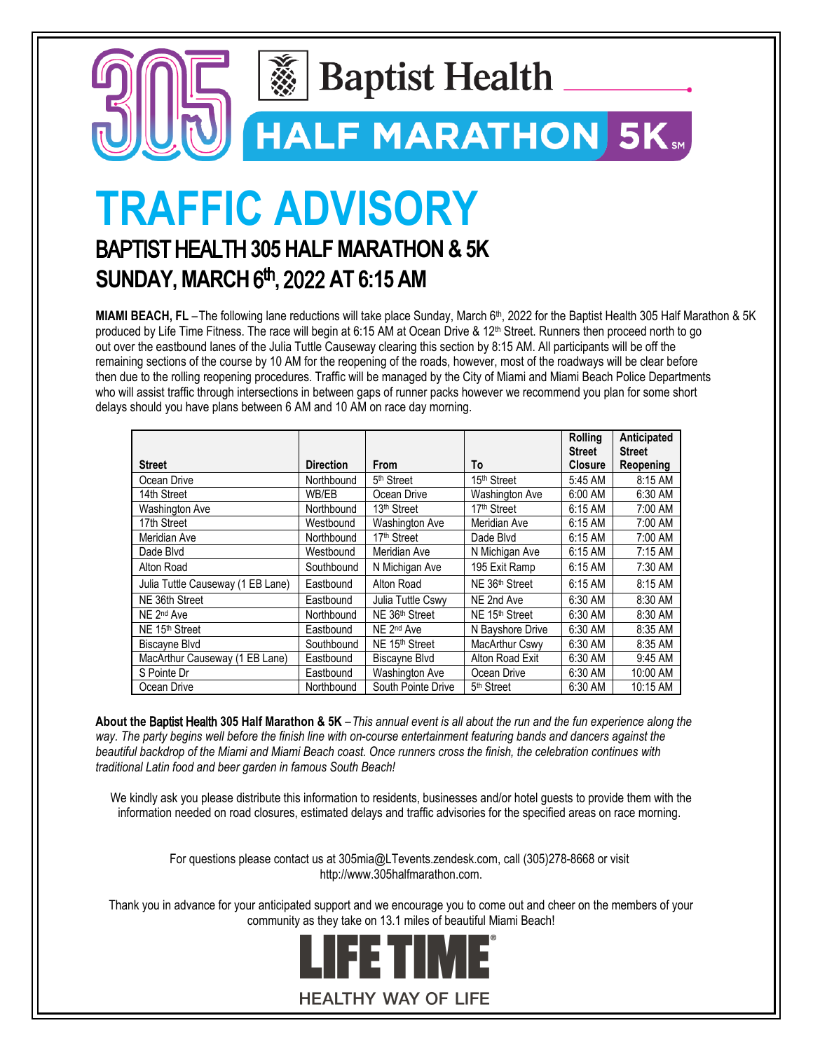# TRAFFIC ADVISORY

## BAPTIST HEALTH 305 HALF MARATHON & 5K

## SUNDAY, MARCH 6th, 2022 AT 6:15 AM

**MIAMI BEACH, FL** – The following lane reductions will take place Sunday, March 6th, 2022 for the Baptist Health 305 Half Marathon & 5K produced by Life Time Fitness. The race will begin at 6:15 AM at Ocean Drive & 12th Street. Runners then proceed north to go out over the eastbound lanes of the Julia Tuttle Causeway clearing this section by 8:15 AM. All participants will be off the remaining sections of the course by 10 AM for the reopening of the roads, however, most of the roadways will be clear before then due to the rolling reopening procedures. Traffic will be managed by the City of Miami and Miami Beach Police Departments who will assist traffic through intersections in between gaps of runner packs however we recommend you plan for some short delays should you have plans between 6 AM and 10 AM on race day morning.

| Street | Direction | From | To | Rolling Street Closure | Anticipated Street Reopening |
|---|---|---|---|---|---|
| Ocean Drive | Northbound | 5th Street | 15th Street | 5:45 AM | 8:15 AM |
| 14th Street | WB/EB | Ocean Drive | Washington Ave | 6:00 AM | 6:30 AM |
| Washington Ave | Northbound | 13th Street | 17th Street | 6:15 AM | 7:00 AM |
| 17th Street | Westbound | Washington Ave | Meridian Ave | 6:15 AM | 7:00 AM |
| Meridian Ave | Northbound | 17th Street | Dade Blvd | 6:15 AM | 7:00 AM |
| Dade Blvd | Westbound | Meridian Ave | N Michigan Ave | 6:15 AM | 7:15 AM |
| Alton Road | Southbound | N Michigan Ave | 195 Exit Ramp | 6:15 AM | 7:30 AM |
| Julia Tuttle Causeway (1 EB Lane) | Eastbound | Alton Road | NE 36th Street | 6:15 AM | 8:15 AM |
| NE 36th Street | Eastbound | Julia Tuttle Cswy | NE 2nd Ave | 6:30 AM | 8:30 AM |
| NE 2nd Ave | Northbound | NE 36th Street | NE 15th Street | 6:30 AM | 8:30 AM |
| NE 15th Street | Eastbound | NE 2nd Ave | N Bayshore Drive | 6:30 AM | 8:35 AM |
| Biscayne Blvd | Southbound | NE 15th Street | MacArthur Cswy | 6:30 AM | 8:35 AM |
| MacArthur Causeway (1 EB Lane) | Eastbound | Biscayne Blvd | Alton Road Exit | 6:30 AM | 9:45 AM |
| S Pointe Dr | Eastbound | Washington Ave | Ocean Drive | 6:30 AM | 10:00 AM |
| Ocean Drive | Northbound | South Pointe Drive | 5th Street | 6:30 AM | 10:15 AM |

**About the Baptist Health 305 Half Marathon & 5K** – *This annual event is all about the run and the fun experience along the way. The party begins well before the finish line with on-course entertainment featuring bands and dancers against the beautiful backdrop of the Miami and Miami Beach coast. Once runners cross the finish, the celebration continues with traditional Latin food and beer garden in famous South Beach!*

We kindly ask you please distribute this information to residents, businesses and/or hotel guests to provide them with the information needed on road closures, estimated delays and traffic advisories for the specified areas on race morning.

For questions please contact us at 305mia@LTevents.zendesk.com, call (305)278-8668 or visit http://www.305halfmarathon.com.

Thank you in advance for your anticipated support and we encourage you to come out and cheer on the members of your community as they take on 13.1 miles of beautiful Miami Beach!

LIFE TIME®

HEALTHY WAY OF LIFE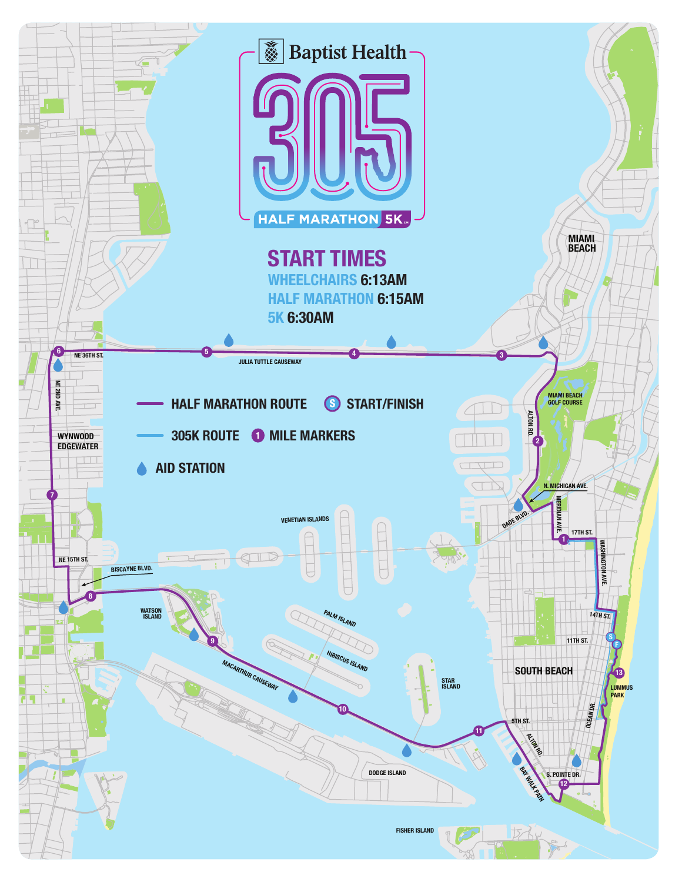Baptist Health

# 305

HALF MARATHON 5K

## START TIMES

WHEELCHAIRS 6:13AM

HALF MARATHON 6:15AM

5K 6:30AM

HALF MARATHON ROUTE

305K ROUTE

AID STATION

START/FINISH

MILE MARKERS

MIAMI BEACH

NE 36TH ST.

JULIA TUTTLE CAUSEWAY

NE 2ND AVE.

WYNWOOD EDGEWATER

MIAMI BEACH GOLF COURSE

ALTON RD.

N. MICHIGAN AVE.

DADE BLVD.

MERIDIAN AVE.

17TH ST.

WASHINGTON AVE.

VENETIAN ISLANDS

NE 15TH ST.

BISCAYNE BLVD.

WATSON ISLAND

PALM ISLAND

HIBISCUS ISLAND

MACARTHUR CAUSEWAY

STAR ISLAND

14TH ST.

11TH ST.

SOUTH BEACH

LUMMUS PARK

OCEAN DR.

5TH ST.

ALTON RD.

BAY WALK PATH

S. POINTE DR.

DODGE ISLAND

FISHER ISLAND